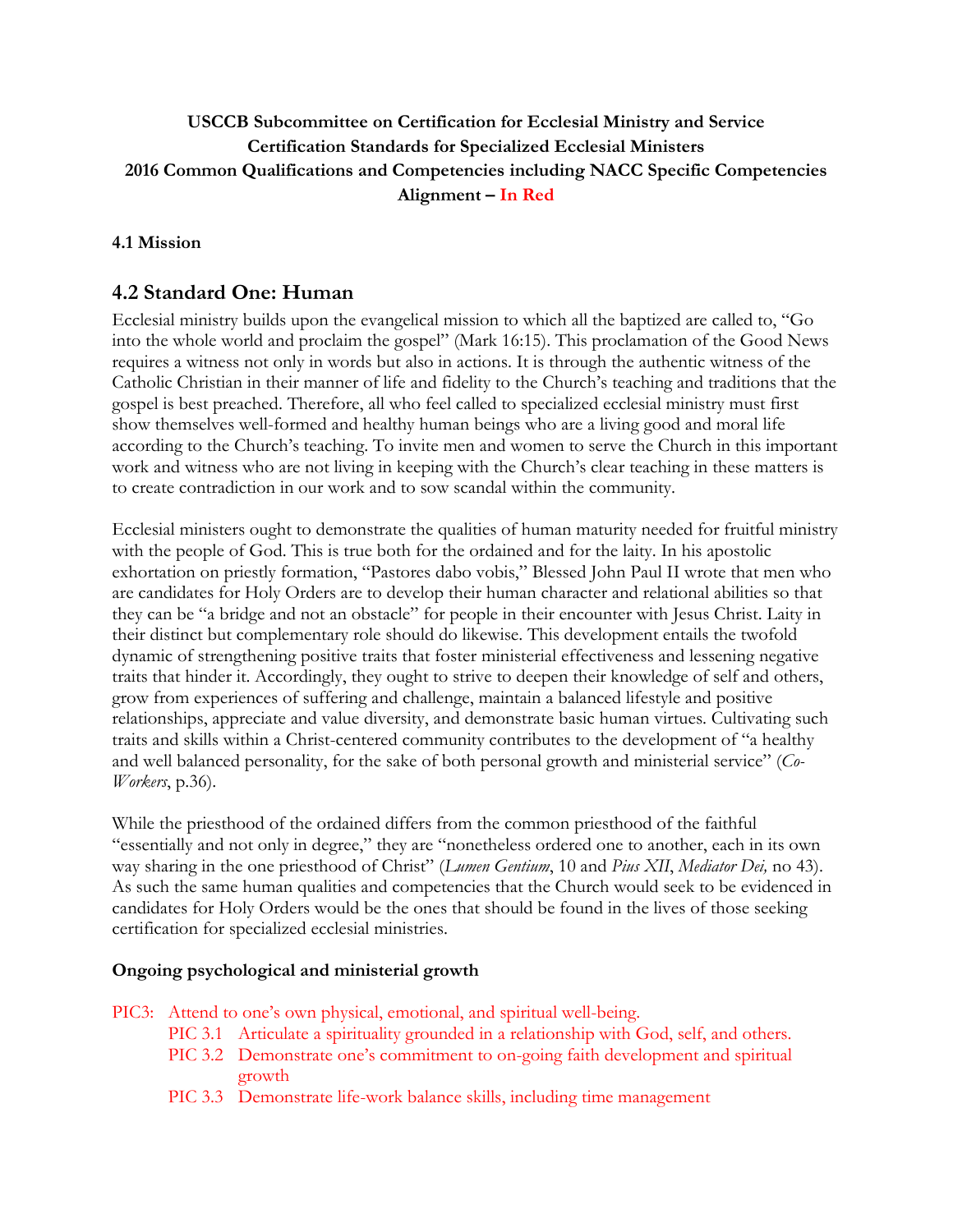**USCCB Subcommittee on Certification for Ecclesial Ministry and Service**
**Certification Standards for Specialized Ecclesial Ministers**
**2016 Common Qualifications and Competencies including NACC Specific Competencies**
**Alignment – In Red**

**4.1 Mission**

## 4.2 Standard One: Human

Ecclesial ministry builds upon the evangelical mission to which all the baptized are called to, "Go into the whole world and proclaim the gospel" (Mark 16:15). This proclamation of the Good News requires a witness not only in words but also in actions. It is through the authentic witness of the Catholic Christian in their manner of life and fidelity to the Church's teaching and traditions that the gospel is best preached. Therefore, all who feel called to specialized ecclesial ministry must first show themselves well-formed and healthy human beings who are a living good and moral life according to the Church's teaching. To invite men and women to serve the Church in this important work and witness who are not living in keeping with the Church's clear teaching in these matters is to create contradiction in our work and to sow scandal within the community.

Ecclesial ministers ought to demonstrate the qualities of human maturity needed for fruitful ministry with the people of God. This is true both for the ordained and for the laity. In his apostolic exhortation on priestly formation, "Pastores dabo vobis," Blessed John Paul II wrote that men who are candidates for Holy Orders are to develop their human character and relational abilities so that they can be "a bridge and not an obstacle" for people in their encounter with Jesus Christ. Laity in their distinct but complementary role should do likewise. This development entails the twofold dynamic of strengthening positive traits that foster ministerial effectiveness and lessening negative traits that hinder it. Accordingly, they ought to strive to deepen their knowledge of self and others, grow from experiences of suffering and challenge, maintain a balanced lifestyle and positive relationships, appreciate and value diversity, and demonstrate basic human virtues. Cultivating such traits and skills within a Christ-centered community contributes to the development of "a healthy and well balanced personality, for the sake of both personal growth and ministerial service" (*Co-Workers*, p.36).

While the priesthood of the ordained differs from the common priesthood of the faithful "essentially and not only in degree," they are "nonetheless ordered one to another, each in its own way sharing in the one priesthood of Christ" (*Lumen Gentium*, 10 and *Pius XII*, *Mediator Dei,* no 43). As such the same human qualities and competencies that the Church would seek to be evidenced in candidates for Holy Orders would be the ones that should be found in the lives of those seeking certification for specialized ecclesial ministries.

**Ongoing psychological and ministerial growth**

PIC3: Attend to one's own physical, emotional, and spiritual well-being.

- PIC 3.1 Articulate a spirituality grounded in a relationship with God, self, and others.
- PIC 3.2 Demonstrate one's commitment to on-going faith development and spiritual growth
- PIC 3.3 Demonstrate life-work balance skills, including time management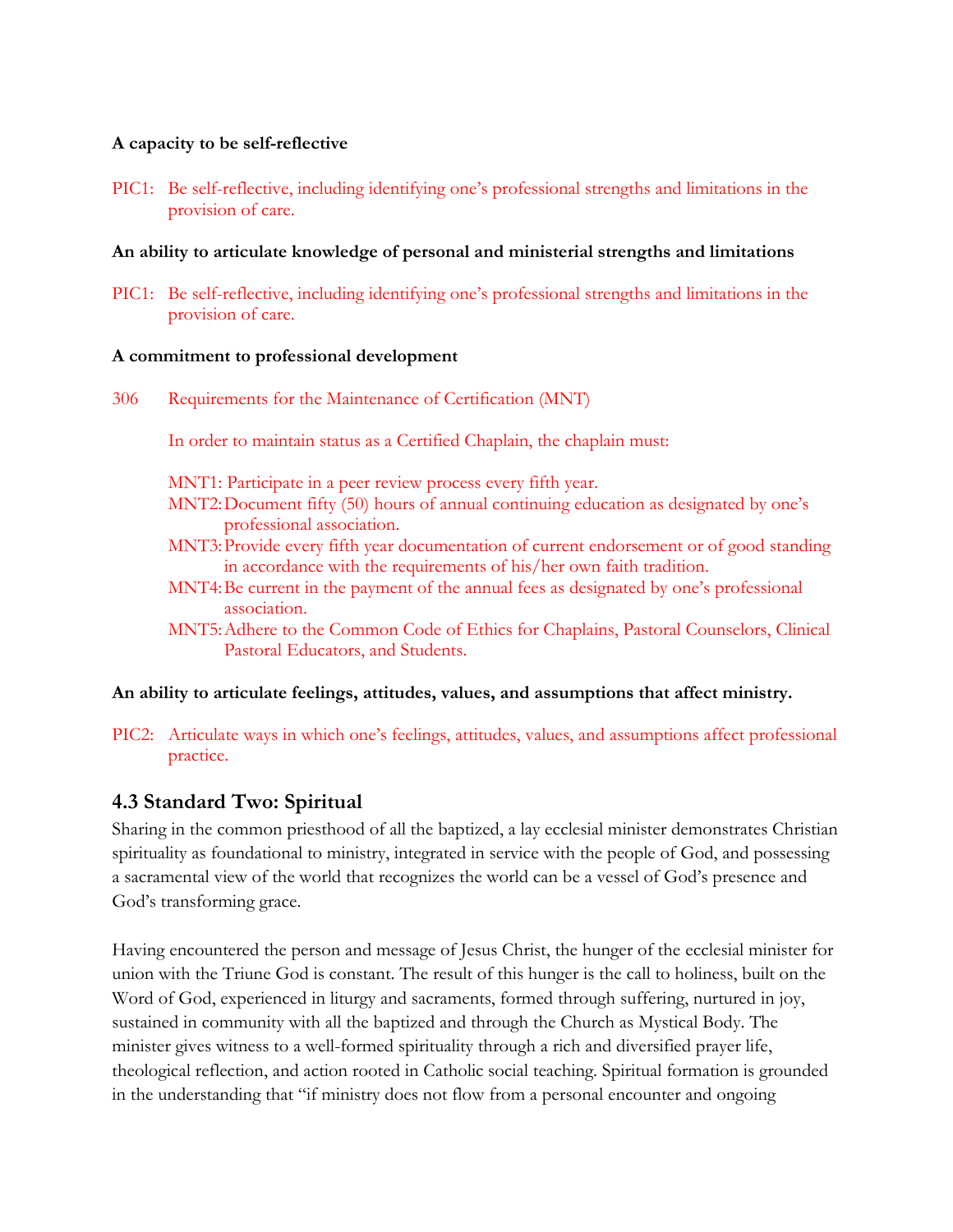**A capacity to be self-reflective**

PIC1: Be self-reflective, including identifying one's professional strengths and limitations in the provision of care.

**An ability to articulate knowledge of personal and ministerial strengths and limitations**

PIC1: Be self-reflective, including identifying one's professional strengths and limitations in the provision of care.

**A commitment to professional development**

306 Requirements for the Maintenance of Certification (MNT)

In order to maintain status as a Certified Chaplain, the chaplain must:

MNT1: Participate in a peer review process every fifth year.
MNT2: Document fifty (50) hours of annual continuing education as designated by one's professional association.
MNT3: Provide every fifth year documentation of current endorsement or of good standing in accordance with the requirements of his/her own faith tradition.
MNT4: Be current in the payment of the annual fees as designated by one's professional association.
MNT5: Adhere to the Common Code of Ethics for Chaplains, Pastoral Counselors, Clinical Pastoral Educators, and Students.

**An ability to articulate feelings, attitudes, values, and assumptions that affect ministry.**

PIC2: Articulate ways in which one's feelings, attitudes, values, and assumptions affect professional practice.

## 4.3 Standard Two: Spiritual

Sharing in the common priesthood of all the baptized, a lay ecclesial minister demonstrates Christian spirituality as foundational to ministry, integrated in service with the people of God, and possessing a sacramental view of the world that recognizes the world can be a vessel of God's presence and God's transforming grace.

Having encountered the person and message of Jesus Christ, the hunger of the ecclesial minister for union with the Triune God is constant. The result of this hunger is the call to holiness, built on the Word of God, experienced in liturgy and sacraments, formed through suffering, nurtured in joy, sustained in community with all the baptized and through the Church as Mystical Body. The minister gives witness to a well-formed spirituality through a rich and diversified prayer life, theological reflection, and action rooted in Catholic social teaching. Spiritual formation is grounded in the understanding that "if ministry does not flow from a personal encounter and ongoing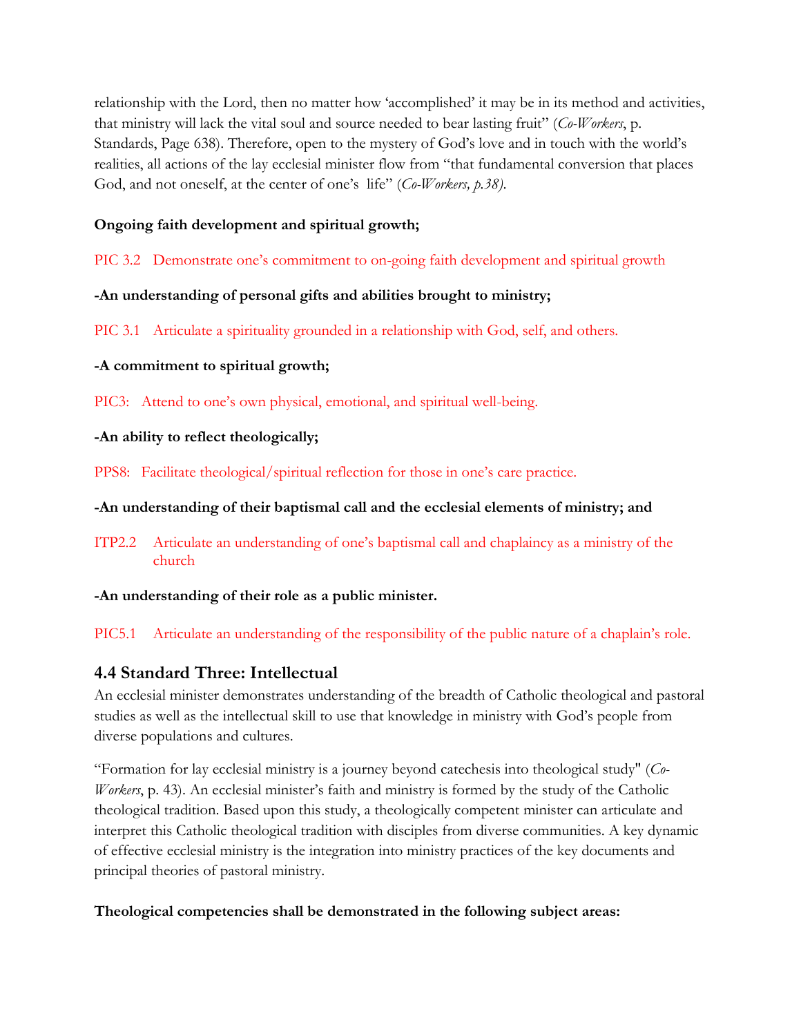relationship with the Lord, then no matter how 'accomplished' it may be in its method and activities, that ministry will lack the vital soul and source needed to bear lasting fruit" (*Co-Workers*, p. Standards, Page 638). Therefore, open to the mystery of God's love and in touch with the world's realities, all actions of the lay ecclesial minister flow from "that fundamental conversion that places God, and not oneself, at the center of one's life" (*Co-Workers, p.38)*.

**Ongoing faith development and spiritual growth;**

PIC 3.2 Demonstrate one's commitment to on-going faith development and spiritual growth

**-An understanding of personal gifts and abilities brought to ministry;**

PIC 3.1 Articulate a spirituality grounded in a relationship with God, self, and others.

**-A commitment to spiritual growth;**

PIC3: Attend to one's own physical, emotional, and spiritual well-being.

**-An ability to reflect theologically;**

PPS8: Facilitate theological/spiritual reflection for those in one's care practice.

**-An understanding of their baptismal call and the ecclesial elements of ministry; and**

ITP2.2 Articulate an understanding of one's baptismal call and chaplaincy as a ministry of the church

**-An understanding of their role as a public minister.**

PIC5.1 Articulate an understanding of the responsibility of the public nature of a chaplain's role.

## 4.4 Standard Three: Intellectual

An ecclesial minister demonstrates understanding of the breadth of Catholic theological and pastoral studies as well as the intellectual skill to use that knowledge in ministry with God's people from diverse populations and cultures.

"Formation for lay ecclesial ministry is a journey beyond catechesis into theological study" (*Co-Workers*, p. 43). An ecclesial minister's faith and ministry is formed by the study of the Catholic theological tradition. Based upon this study, a theologically competent minister can articulate and interpret this Catholic theological tradition with disciples from diverse communities. A key dynamic of effective ecclesial ministry is the integration into ministry practices of the key documents and principal theories of pastoral ministry.

**Theological competencies shall be demonstrated in the following subject areas:**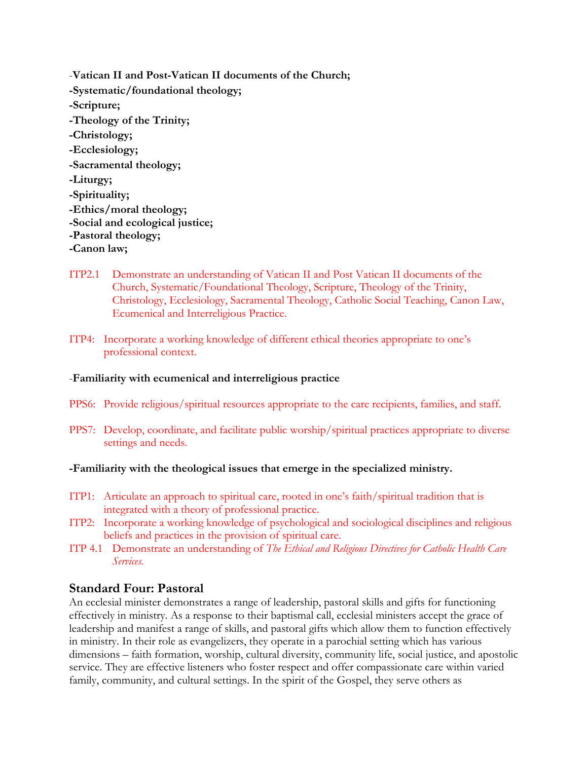-**Vatican II and Post-Vatican II documents of the Church;**
-**Systematic/foundational theology;**
-**Scripture;**
-**Theology of the Trinity;**
-**Christology;**
-**Ecclesiology;**
-**Sacramental theology;**
-**Liturgy;**
-**Spirituality;**
-**Ethics/moral theology;**
-**Social and ecological justice;**
-**Pastoral theology;**
-**Canon law;**

ITP2.1 Demonstrate an understanding of Vatican II and Post Vatican II documents of the Church, Systematic/Foundational Theology, Scripture, Theology of the Trinity, Christology, Ecclesiology, Sacramental Theology, Catholic Social Teaching, Canon Law, Ecumenical and Interreligious Practice.

ITP4: Incorporate a working knowledge of different ethical theories appropriate to one's professional context.

-**Familiarity with ecumenical and interreligious practice**

PPS6: Provide religious/spiritual resources appropriate to the care recipients, families, and staff.

PPS7: Develop, coordinate, and facilitate public worship/spiritual practices appropriate to diverse settings and needs.

**-Familiarity with the theological issues that emerge in the specialized ministry.**

ITP1: Articulate an approach to spiritual care, rooted in one's faith/spiritual tradition that is integrated with a theory of professional practice.
ITP2: Incorporate a working knowledge of psychological and sociological disciplines and religious beliefs and practices in the provision of spiritual care.
ITP 4.1 Demonstrate an understanding of *The Ethical and Religious Directives for Catholic Health Care Services.*

## Standard Four: Pastoral

An ecclesial minister demonstrates a range of leadership, pastoral skills and gifts for functioning effectively in ministry. As a response to their baptismal call, ecclesial ministers accept the grace of leadership and manifest a range of skills, and pastoral gifts which allow them to function effectively in ministry. In their role as evangelizers, they operate in a parochial setting which has various dimensions – faith formation, worship, cultural diversity, community life, social justice, and apostolic service. They are effective listeners who foster respect and offer compassionate care within varied family, community, and cultural settings. In the spirit of the Gospel, they serve others as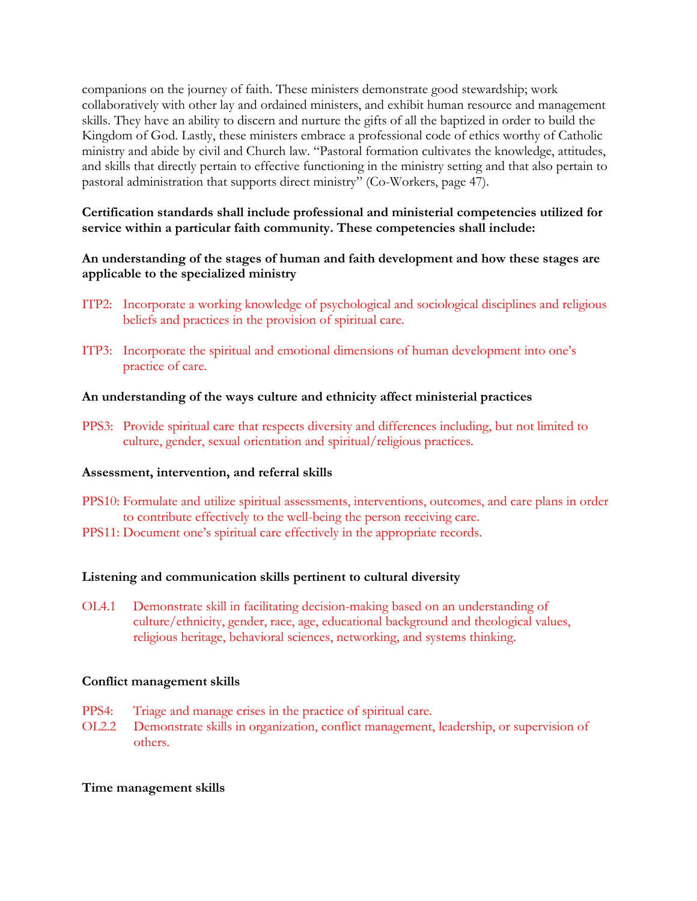companions on the journey of faith. These ministers demonstrate good stewardship; work collaboratively with other lay and ordained ministers, and exhibit human resource and management skills. They have an ability to discern and nurture the gifts of all the baptized in order to build the Kingdom of God. Lastly, these ministers embrace a professional code of ethics worthy of Catholic ministry and abide by civil and Church law. "Pastoral formation cultivates the knowledge, attitudes, and skills that directly pertain to effective functioning in the ministry setting and that also pertain to pastoral administration that supports direct ministry" (Co-Workers, page 47).

**Certification standards shall include professional and ministerial competencies utilized for service within a particular faith community. These competencies shall include:**

**An understanding of the stages of human and faith development and how these stages are applicable to the specialized ministry**

ITP2: Incorporate a working knowledge of psychological and sociological disciplines and religious beliefs and practices in the provision of spiritual care.

ITP3: Incorporate the spiritual and emotional dimensions of human development into one's practice of care.

**An understanding of the ways culture and ethnicity affect ministerial practices**

PPS3: Provide spiritual care that respects diversity and differences including, but not limited to culture, gender, sexual orientation and spiritual/religious practices.

**Assessment, intervention, and referral skills**

PPS10: Formulate and utilize spiritual assessments, interventions, outcomes, and care plans in order to contribute effectively to the well-being the person receiving care.

PPS11: Document one's spiritual care effectively in the appropriate records.

**Listening and communication skills pertinent to cultural diversity**

OL4.1 Demonstrate skill in facilitating decision-making based on an understanding of culture/ethnicity, gender, race, age, educational background and theological values, religious heritage, behavioral sciences, networking, and systems thinking.

**Conflict management skills**

PPS4: Triage and manage crises in the practice of spiritual care.

OL2.2 Demonstrate skills in organization, conflict management, leadership, or supervision of others.

**Time management skills**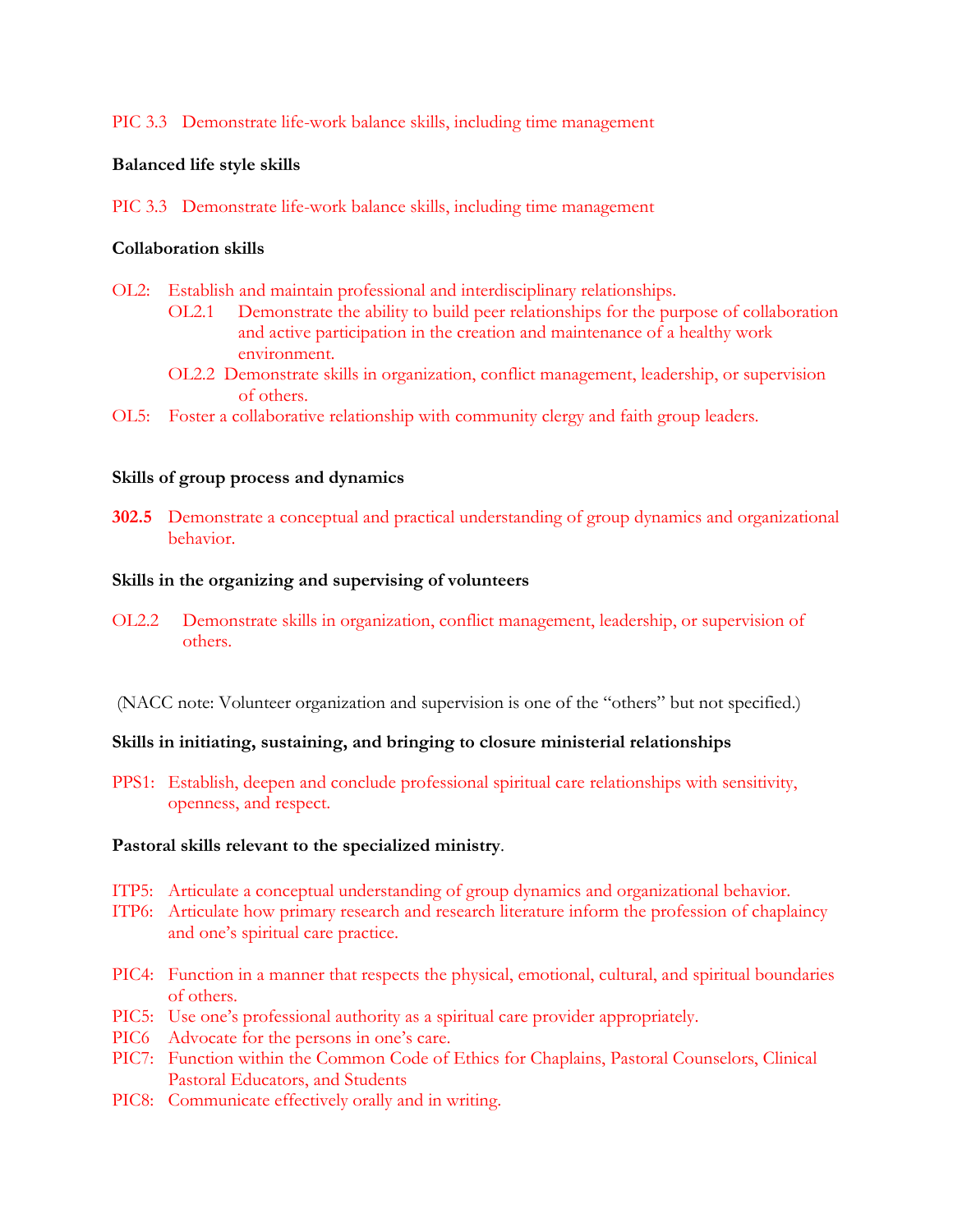PIC 3.3 Demonstrate life-work balance skills, including time management

**Balanced life style skills**

PIC 3.3 Demonstrate life-work balance skills, including time management

**Collaboration skills**

OL2: Establish and maintain professional and interdisciplinary relationships.

- OL2.1 Demonstrate the ability to build peer relationships for the purpose of collaboration and active participation in the creation and maintenance of a healthy work environment.
- OL2.2 Demonstrate skills in organization, conflict management, leadership, or supervision of others.

OL5: Foster a collaborative relationship with community clergy and faith group leaders.

**Skills of group process and dynamics**

**302.5** Demonstrate a conceptual and practical understanding of group dynamics and organizational behavior.

**Skills in the organizing and supervising of volunteers**

OL2.2 Demonstrate skills in organization, conflict management, leadership, or supervision of others.

(NACC note: Volunteer organization and supervision is one of the "others" but not specified.)

**Skills in initiating, sustaining, and bringing to closure ministerial relationships**

PPS1: Establish, deepen and conclude professional spiritual care relationships with sensitivity, openness, and respect.

**Pastoral skills relevant to the specialized ministry**.

ITP5: Articulate a conceptual understanding of group dynamics and organizational behavior.
ITP6: Articulate how primary research and research literature inform the profession of chaplaincy and one's spiritual care practice.

PIC4: Function in a manner that respects the physical, emotional, cultural, and spiritual boundaries of others.
PIC5: Use one's professional authority as a spiritual care provider appropriately.
PIC6 Advocate for the persons in one's care.
PIC7: Function within the Common Code of Ethics for Chaplains, Pastoral Counselors, Clinical Pastoral Educators, and Students
PIC8: Communicate effectively orally and in writing.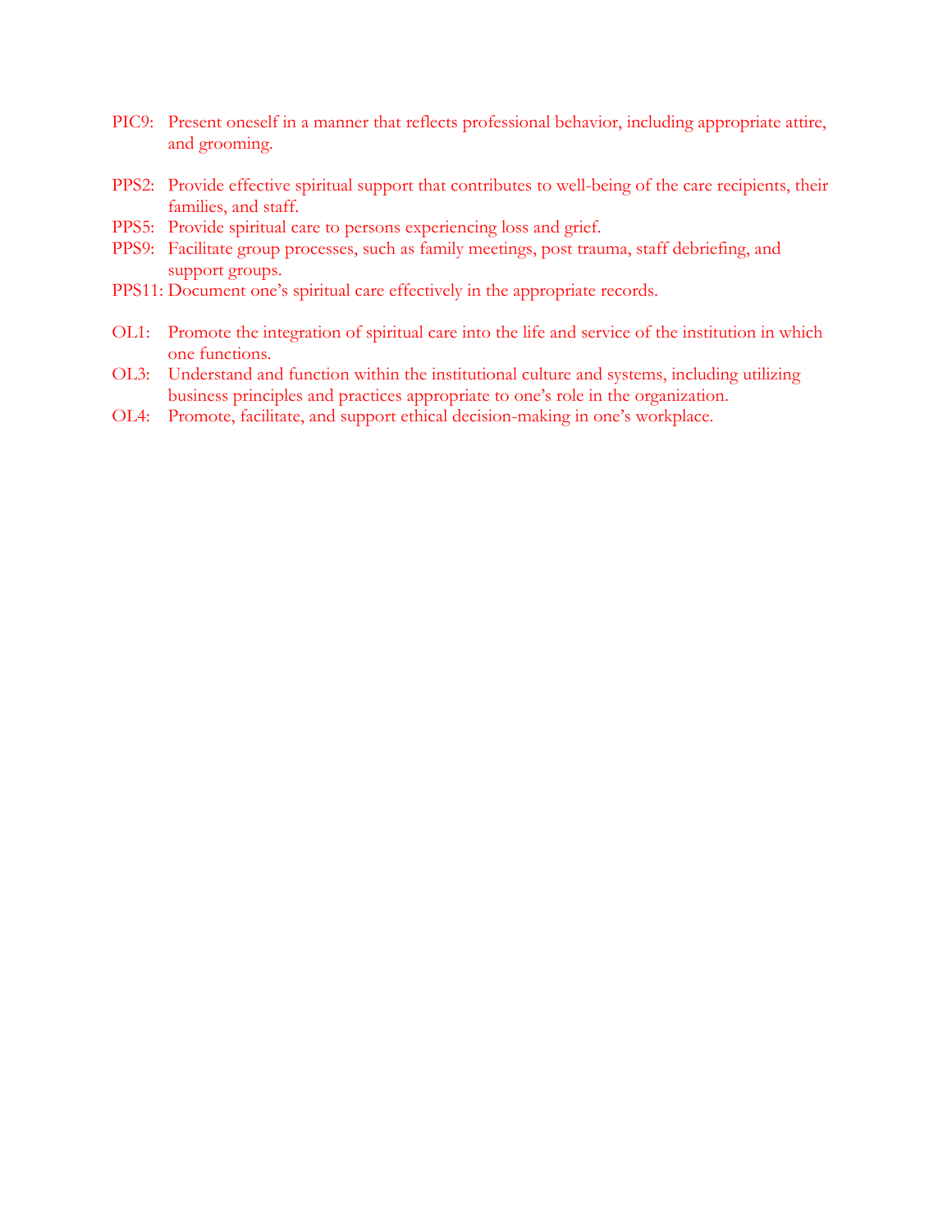PIC9: Present oneself in a manner that reflects professional behavior, including appropriate attire, and grooming.

PPS2: Provide effective spiritual support that contributes to well-being of the care recipients, their families, and staff.
PPS5: Provide spiritual care to persons experiencing loss and grief.
PPS9: Facilitate group processes, such as family meetings, post trauma, staff debriefing, and support groups.
PPS11: Document one's spiritual care effectively in the appropriate records.

OL1: Promote the integration of spiritual care into the life and service of the institution in which one functions.
OL3: Understand and function within the institutional culture and systems, including utilizing business principles and practices appropriate to one's role in the organization.
OL4: Promote, facilitate, and support ethical decision-making in one's workplace.